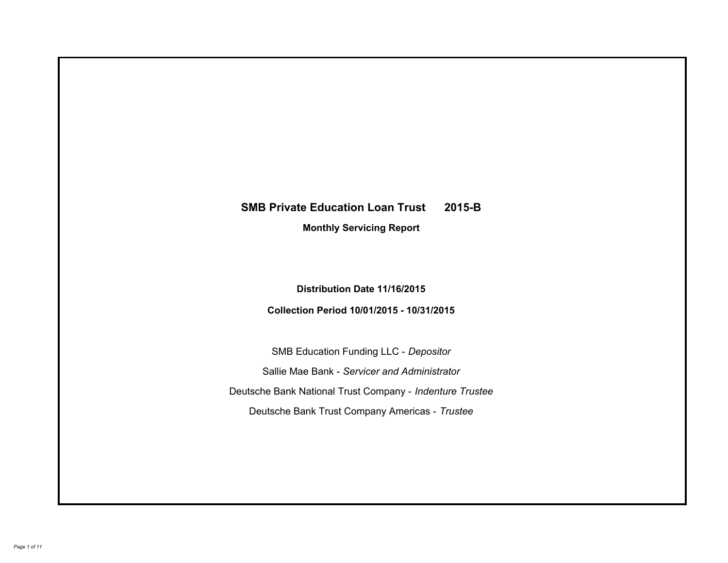# SMB Private Education Loan Trust 2015-B

## Monthly Servicing Report

**Distribution Date 11/16/2015**

**Collection Period 10/01/2015 - 10/31/2015**

SMB Education Funding LLC - *Depositor*

Sallie Mae Bank - *Servicer and Administrator*

Deutsche Bank National Trust Company - *Indenture Trustee*

Deutsche Bank Trust Company Americas - *Trustee*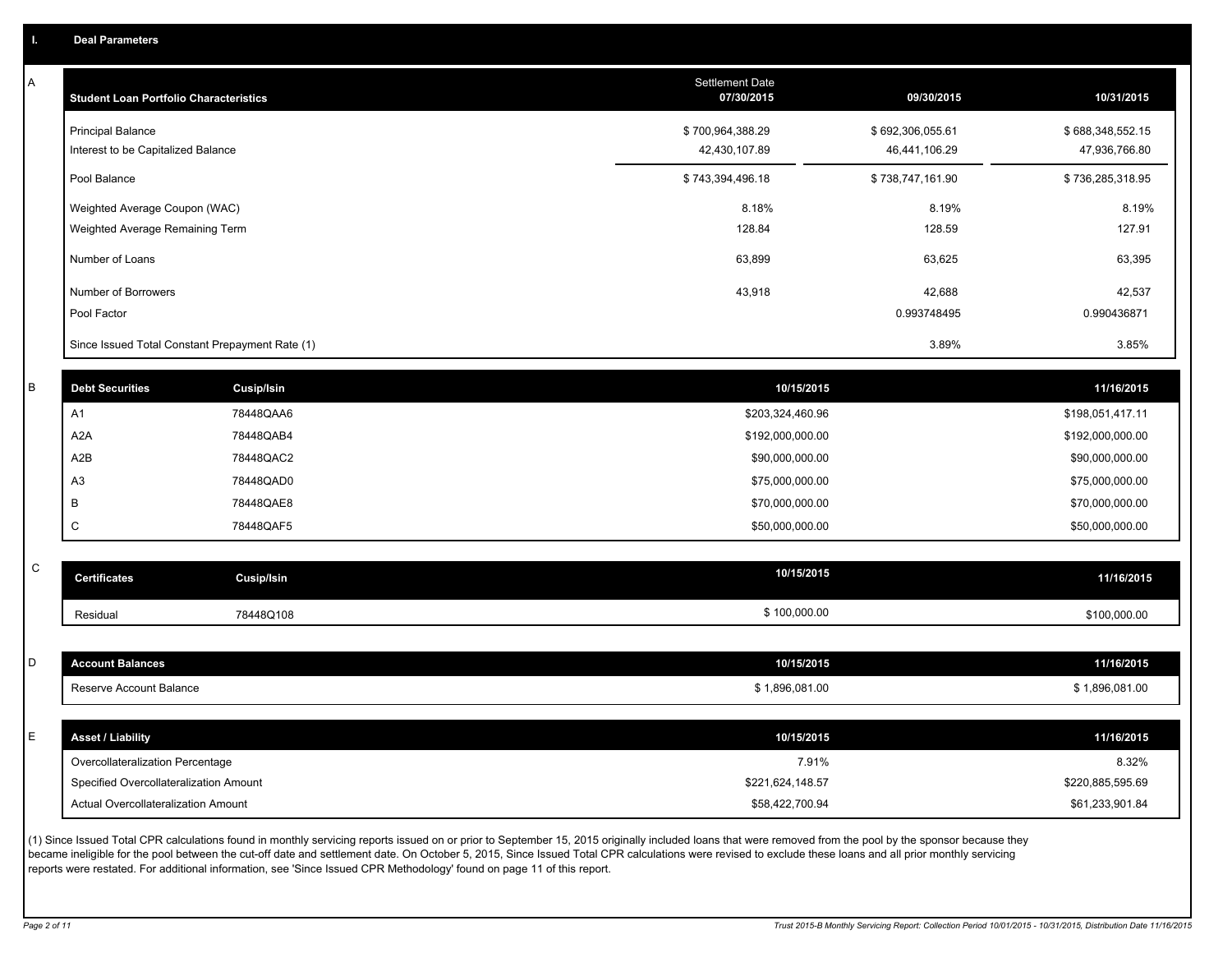# I. Deal Parameters

## A

| Student Loan Portfolio Characteristics | Settlement Date 07/30/2015 | 09/30/2015 | 10/31/2015 |
|---|---|---|---|
| Principal Balance | $ 700,964,388.29 | $ 692,306,055.61 | $ 688,348,552.15 |
| Interest to be Capitalized Balance | 42,430,107.89 | 46,441,106.29 | 47,936,766.80 |
| Pool Balance | $ 743,394,496.18 | $ 738,747,161.90 | $ 736,285,318.95 |
| Weighted Average Coupon (WAC) | 8.18% | 8.19% | 8.19% |
| Weighted Average Remaining Term | 128.84 | 128.59 | 127.91 |
| Number of Loans | 63,899 | 63,625 | 63,395 |
| Number of Borrowers | 43,918 | 42,688 | 42,537 |
| Pool Factor | | 0.993748495 | 0.990436871 |
| Since Issued Total Constant Prepayment Rate (1) | | 3.89% | 3.85% |

## B

| Debt Securities | Cusip/Isin | 10/15/2015 | 11/16/2015 |
|---|---|---|---|
| A1 | 78448QAA6 | $203,324,460.96 | $198,051,417.11 |
| A2A | 78448QAB4 | $192,000,000.00 | $192,000,000.00 |
| A2B | 78448QAC2 | $90,000,000.00 | $90,000,000.00 |
| A3 | 78448QAD0 | $75,000,000.00 | $75,000,000.00 |
| B | 78448QAE8 | $70,000,000.00 | $70,000,000.00 |
| C | 78448QAF5 | $50,000,000.00 | $50,000,000.00 |

## C

| Certificates | Cusip/Isin | 10/15/2015 | 11/16/2015 |
|---|---|---|---|
| Residual | 78448Q108 | $ 100,000.00 | $100,000.00 |

## D

| Account Balances | 10/15/2015 | 11/16/2015 |
|---|---|---|
| Reserve Account Balance | $ 1,896,081.00 | $ 1,896,081.00 |

## E

| Asset / Liability | 10/15/2015 | 11/16/2015 |
|---|---|---|
| Overcollateralization Percentage | 7.91% | 8.32% |
| Specified Overcollateralization Amount | $221,624,148.57 | $220,885,595.69 |
| Actual Overcollateralization Amount | $58,422,700.94 | $61,233,901.84 |

(1) Since Issued Total CPR calculations found in monthly servicing reports issued on or prior to September 15, 2015 originally included loans that were removed from the pool by the sponsor because they became ineligible for the pool between the cut-off date and settlement date. On October 5, 2015, Since Issued Total CPR calculations were revised to exclude these loans and all prior monthly servicing reports were restated. For additional information, see 'Since Issued CPR Methodology' found on page 11 of this report.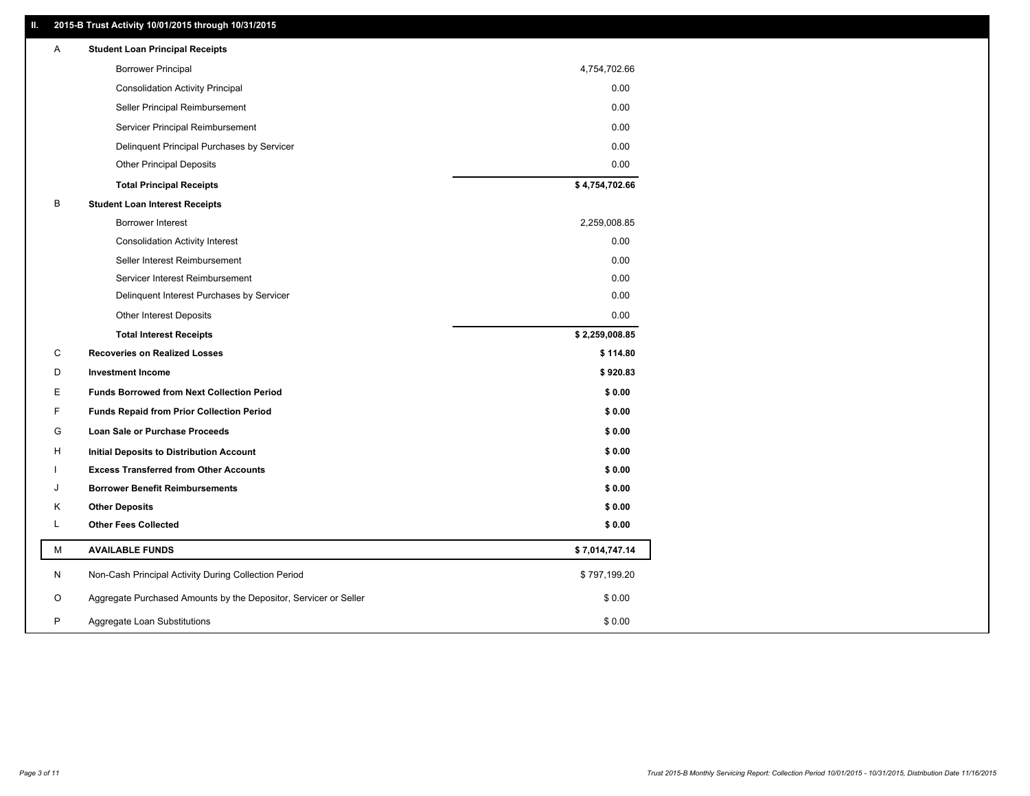## II. 2015-B Trust Activity 10/01/2015 through 10/31/2015

| | | |
|---|---|---|
| A | **Student Loan Principal Receipts** | |
| | Borrower Principal | 4,754,702.66 |
| | Consolidation Activity Principal | 0.00 |
| | Seller Principal Reimbursement | 0.00 |
| | Servicer Principal Reimbursement | 0.00 |
| | Delinquent Principal Purchases by Servicer | 0.00 |
| | Other Principal Deposits | 0.00 |
| | **Total Principal Receipts** | **$ 4,754,702.66** |
| B | **Student Loan Interest Receipts** | |
| | Borrower Interest | 2,259,008.85 |
| | Consolidation Activity Interest | 0.00 |
| | Seller Interest Reimbursement | 0.00 |
| | Servicer Interest Reimbursement | 0.00 |
| | Delinquent Interest Purchases by Servicer | 0.00 |
| | Other Interest Deposits | 0.00 |
| | **Total Interest Receipts** | **$ 2,259,008.85** |
| C | **Recoveries on Realized Losses** | **$ 114.80** |
| D | **Investment Income** | **$ 920.83** |
| E | **Funds Borrowed from Next Collection Period** | **$ 0.00** |
| F | **Funds Repaid from Prior Collection Period** | **$ 0.00** |
| G | **Loan Sale or Purchase Proceeds** | **$ 0.00** |
| H | **Initial Deposits to Distribution Account** | **$ 0.00** |
| I | **Excess Transferred from Other Accounts** | **$ 0.00** |
| J | **Borrower Benefit Reimbursements** | **$ 0.00** |
| K | **Other Deposits** | **$ 0.00** |
| L | **Other Fees Collected** | **$ 0.00** |
| M | **AVAILABLE FUNDS** | **$ 7,014,747.14** |
| N | Non-Cash Principal Activity During Collection Period | $ 797,199.20 |
| O | Aggregate Purchased Amounts by the Depositor, Servicer or Seller | $ 0.00 |
| P | Aggregate Loan Substitutions | $ 0.00 |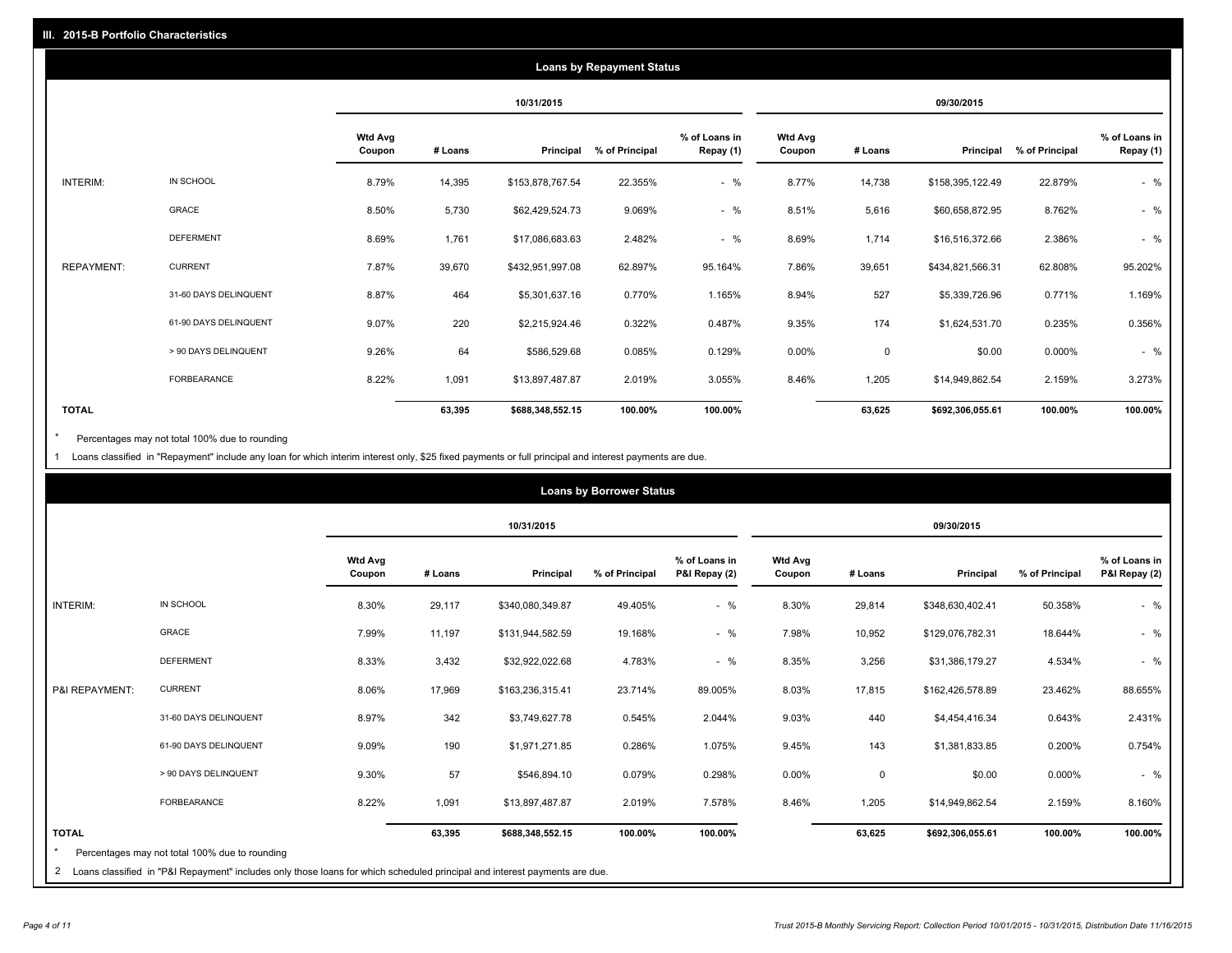## III. 2015-B Portfolio Characteristics

### Loans by Repayment Status

| | | 10/31/2015 | | | | | 09/30/2015 | | | | |
|---|---|---|---|---|---|---|---|---|---|---|---|
| | | Wtd Avg Coupon | # Loans | Principal | % of Principal | % of Loans in Repay (1) | Wtd Avg Coupon | # Loans | Principal | % of Principal | % of Loans in Repay (1) |
| INTERIM: | IN SCHOOL | 8.79% | 14,395 | $153,878,767.54 | 22.355% | - % | 8.77% | 14,738 | $158,395,122.49 | 22.879% | - % |
| | GRACE | 8.50% | 5,730 | $62,429,524.73 | 9.069% | - % | 8.51% | 5,616 | $60,658,872.95 | 8.762% | - % |
| | DEFERMENT | 8.69% | 1,761 | $17,086,683.63 | 2.482% | - % | 8.69% | 1,714 | $16,516,372.66 | 2.386% | - % |
| REPAYMENT: | CURRENT | 7.87% | 39,670 | $432,951,997.08 | 62.897% | 95.164% | 7.86% | 39,651 | $434,821,566.31 | 62.808% | 95.202% |
| | 31-60 DAYS DELINQUENT | 8.87% | 464 | $5,301,637.16 | 0.770% | 1.165% | 8.94% | 527 | $5,339,726.96 | 0.771% | 1.169% |
| | 61-90 DAYS DELINQUENT | 9.07% | 220 | $2,215,924.46 | 0.322% | 0.487% | 9.35% | 174 | $1,624,531.70 | 0.235% | 0.356% |
| | > 90 DAYS DELINQUENT | 9.26% | 64 | $586,529.68 | 0.085% | 0.129% | 0.00% | 0 | $0.00 | 0.000% | - % |
| | FORBEARANCE | 8.22% | 1,091 | $13,897,487.87 | 2.019% | 3.055% | 8.46% | 1,205 | $14,949,862.54 | 2.159% | 3.273% |
| **TOTAL** | | | **63,395** | **$688,348,552.15** | **100.00%** | **100.00%** | | **63,625** | **$692,306,055.61** | **100.00%** | **100.00%** |

* Percentages may not total 100% due to rounding

1 Loans classified in "Repayment" include any loan for which interim interest only, $25 fixed payments or full principal and interest payments are due.

### Loans by Borrower Status

| | | 10/31/2015 | | | | | 09/30/2015 | | | | |
|---|---|---|---|---|---|---|---|---|---|---|---|
| | | Wtd Avg Coupon | # Loans | Principal | % of Principal | % of Loans in P&I Repay (2) | Wtd Avg Coupon | # Loans | Principal | % of Principal | % of Loans in P&I Repay (2) |
| INTERIM: | IN SCHOOL | 8.30% | 29,117 | $340,080,349.87 | 49.405% | - % | 8.30% | 29,814 | $348,630,402.41 | 50.358% | - % |
| | GRACE | 7.99% | 11,197 | $131,944,582.59 | 19.168% | - % | 7.98% | 10,952 | $129,076,782.31 | 18.644% | - % |
| | DEFERMENT | 8.33% | 3,432 | $32,922,022.68 | 4.783% | - % | 8.35% | 3,256 | $31,386,179.27 | 4.534% | - % |
| P&I REPAYMENT: | CURRENT | 8.06% | 17,969 | $163,236,315.41 | 23.714% | 89.005% | 8.03% | 17,815 | $162,426,578.89 | 23.462% | 88.655% |
| | 31-60 DAYS DELINQUENT | 8.97% | 342 | $3,749,627.78 | 0.545% | 2.044% | 9.03% | 440 | $4,454,416.34 | 0.643% | 2.431% |
| | 61-90 DAYS DELINQUENT | 9.09% | 190 | $1,971,271.85 | 0.286% | 1.075% | 9.45% | 143 | $1,381,833.85 | 0.200% | 0.754% |
| | > 90 DAYS DELINQUENT | 9.30% | 57 | $546,894.10 | 0.079% | 0.298% | 0.00% | 0 | $0.00 | 0.000% | - % |
| | FORBEARANCE | 8.22% | 1,091 | $13,897,487.87 | 2.019% | 7.578% | 8.46% | 1,205 | $14,949,862.54 | 2.159% | 8.160% |
| **TOTAL** | | | **63,395** | **$688,348,552.15** | **100.00%** | **100.00%** | | **63,625** | **$692,306,055.61** | **100.00%** | **100.00%** |

* Percentages may not total 100% due to rounding

2 Loans classified in "P&I Repayment" includes only those loans for which scheduled principal and interest payments are due.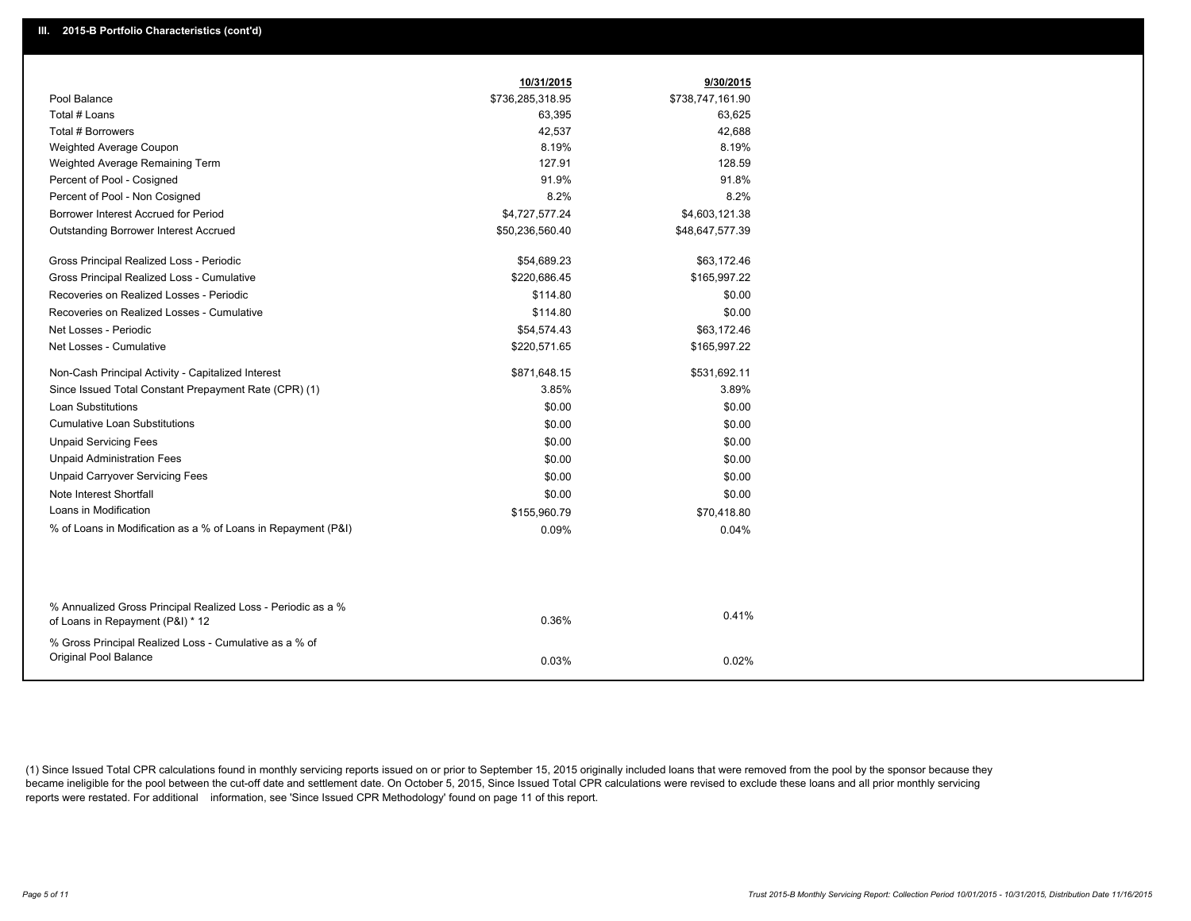## III. 2015-B Portfolio Characteristics (cont'd)

| | 10/31/2015 | 9/30/2015 |
|---|---|---|
| Pool Balance | $736,285,318.95 | $738,747,161.90 |
| Total # Loans | 63,395 | 63,625 |
| Total # Borrowers | 42,537 | 42,688 |
| Weighted Average Coupon | 8.19% | 8.19% |
| Weighted Average Remaining Term | 127.91 | 128.59 |
| Percent of Pool - Cosigned | 91.9% | 91.8% |
| Percent of Pool - Non Cosigned | 8.2% | 8.2% |
| Borrower Interest Accrued for Period | $4,727,577.24 | $4,603,121.38 |
| Outstanding Borrower Interest Accrued | $50,236,560.40 | $48,647,577.39 |
| Gross Principal Realized Loss - Periodic | $54,689.23 | $63,172.46 |
| Gross Principal Realized Loss - Cumulative | $220,686.45 | $165,997.22 |
| Recoveries on Realized Losses - Periodic | $114.80 | $0.00 |
| Recoveries on Realized Losses - Cumulative | $114.80 | $0.00 |
| Net Losses - Periodic | $54,574.43 | $63,172.46 |
| Net Losses - Cumulative | $220,571.65 | $165,997.22 |
| Non-Cash Principal Activity - Capitalized Interest | $871,648.15 | $531,692.11 |
| Since Issued Total Constant Prepayment Rate (CPR) (1) | 3.85% | 3.89% |
| Loan Substitutions | $0.00 | $0.00 |
| Cumulative Loan Substitutions | $0.00 | $0.00 |
| Unpaid Servicing Fees | $0.00 | $0.00 |
| Unpaid Administration Fees | $0.00 | $0.00 |
| Unpaid Carryover Servicing Fees | $0.00 | $0.00 |
| Note Interest Shortfall | $0.00 | $0.00 |
| Loans in Modification | $155,960.79 | $70,418.80 |
| % of Loans in Modification as a % of Loans in Repayment (P&I) | 0.09% | 0.04% |
| % Annualized Gross Principal Realized Loss - Periodic as a % of Loans in Repayment (P&I) * 12 | 0.36% | 0.41% |
| % Gross Principal Realized Loss - Cumulative as a % of Original Pool Balance | 0.03% | 0.02% |

(1) Since Issued Total CPR calculations found in monthly servicing reports issued on or prior to September 15, 2015 originally included loans that were removed from the pool by the sponsor because they became ineligible for the pool between the cut-off date and settlement date. On October 5, 2015, Since Issued Total CPR calculations were revised to exclude these loans and all prior monthly servicing reports were restated. For additional information, see 'Since Issued CPR Methodology' found on page 11 of this report.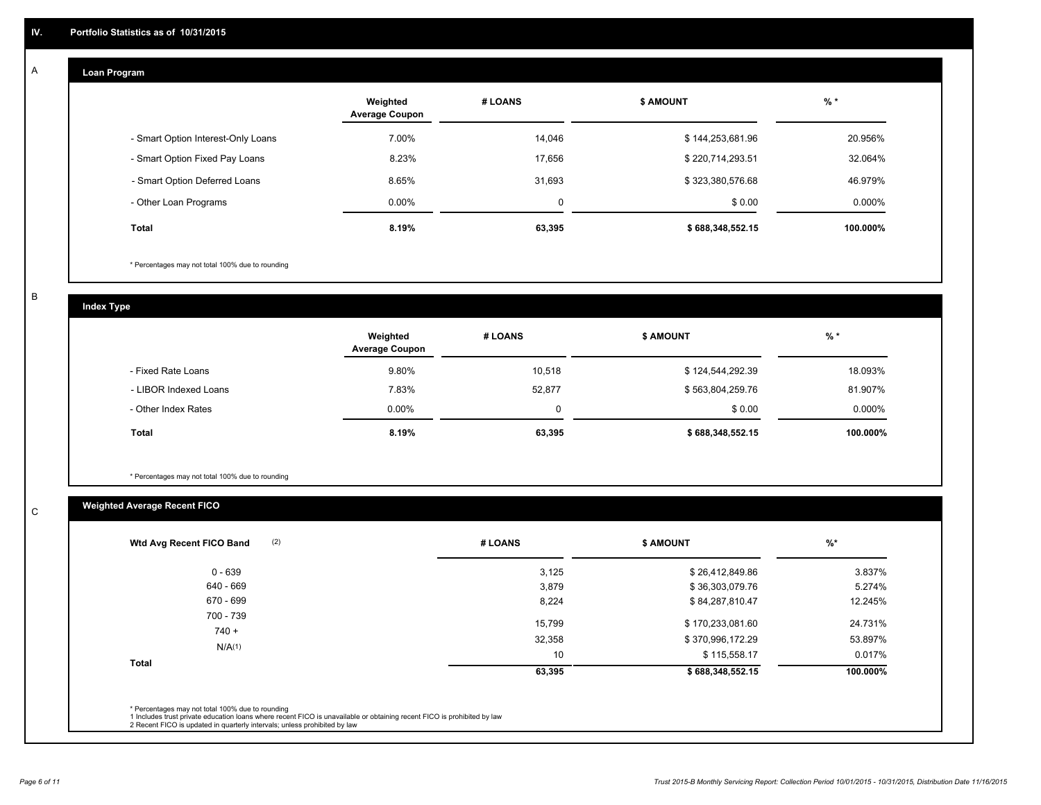# IV. Portfolio Statistics as of 10/31/2015

## A Loan Program

| | Weighted Average Coupon | # LOANS | $ AMOUNT | % * |
|---|---|---|---|---|
| - Smart Option Interest-Only Loans | 7.00% | 14,046 | $ 144,253,681.96 | 20.956% |
| - Smart Option Fixed Pay Loans | 8.23% | 17,656 | $ 220,714,293.51 | 32.064% |
| - Smart Option Deferred Loans | 8.65% | 31,693 | $ 323,380,576.68 | 46.979% |
| - Other Loan Programs | 0.00% | 0 | $ 0.00 | 0.000% |
| **Total** | **8.19%** | **63,395** | **$ 688,348,552.15** | **100.000%** |

* Percentages may not total 100% due to rounding

## B Index Type

| | Weighted Average Coupon | # LOANS | $ AMOUNT | % * |
|---|---|---|---|---|
| - Fixed Rate Loans | 9.80% | 10,518 | $ 124,544,292.39 | 18.093% |
| - LIBOR Indexed Loans | 7.83% | 52,877 | $ 563,804,259.76 | 81.907% |
| - Other Index Rates | 0.00% | 0 | $ 0.00 | 0.000% |
| **Total** | **8.19%** | **63,395** | **$ 688,348,552.15** | **100.000%** |

* Percentages may not total 100% due to rounding

## C Weighted Average Recent FICO

| Wtd Avg Recent FICO Band (2) | # LOANS | $ AMOUNT | %* |
|---|---|---|---|
| 0 - 639 | 3,125 | $ 26,412,849.86 | 3.837% |
| 640 - 669 | 3,879 | $ 36,303,079.76 | 5.274% |
| 670 - 699 | 8,224 | $ 84,287,810.47 | 12.245% |
| 700 - 739 | 15,799 | $ 170,233,081.60 | 24.731% |
| 740 + | 32,358 | $ 370,996,172.29 | 53.897% |
| N/A(1) | 10 | $ 115,558.17 | 0.017% |
| **Total** | **63,395** | **$ 688,348,552.15** | **100.000%** |

* Percentages may not total 100% due to rounding
1 Includes trust private education loans where recent FICO is unavailable or obtaining recent FICO is prohibited by law
2 Recent FICO is updated in quarterly intervals; unless prohibited by law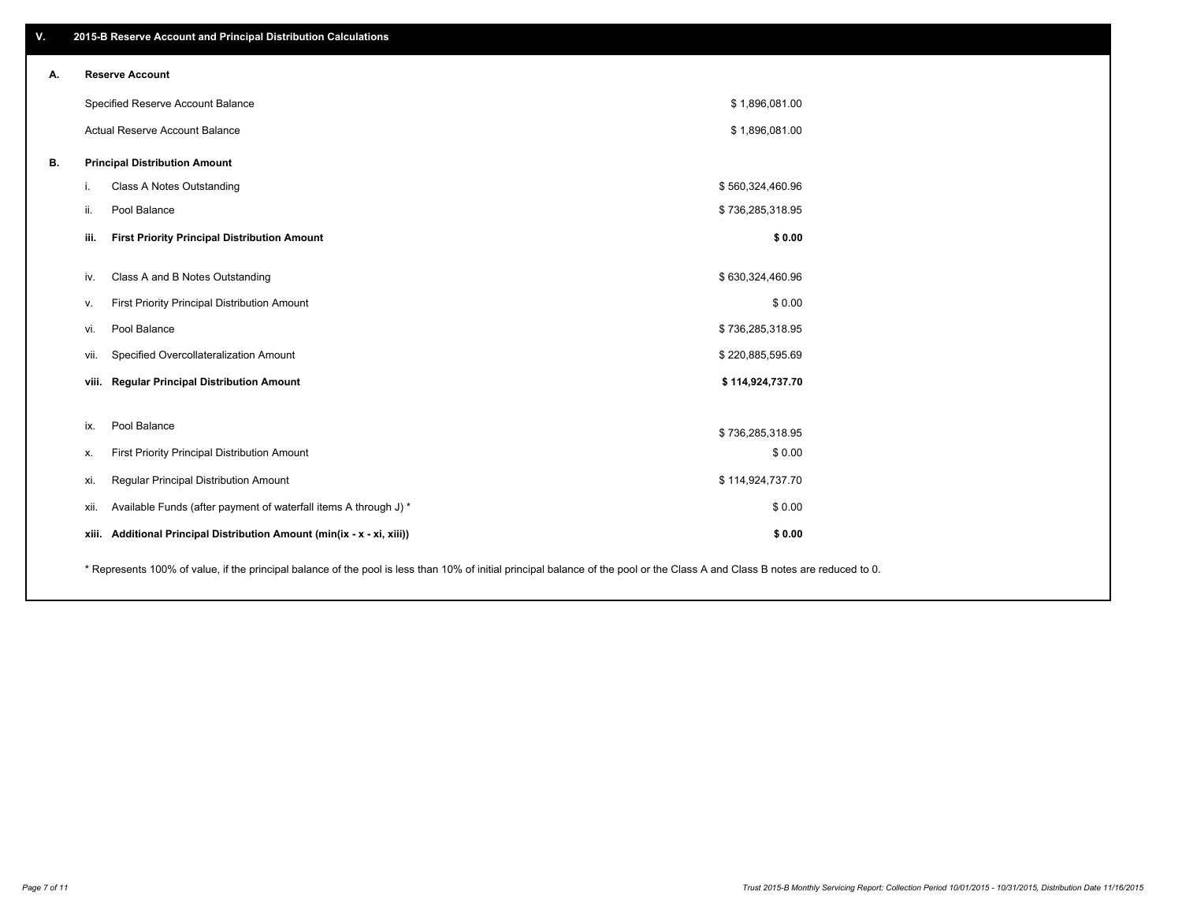## V. 2015-B Reserve Account and Principal Distribution Calculations

### A. Reserve Account

| | |
|---|---|
| Specified Reserve Account Balance | $ 1,896,081.00 |
| Actual Reserve Account Balance | $ 1,896,081.00 |

### B. Principal Distribution Amount

| | | |
|---|---|---|
| i. | Class A Notes Outstanding | $ 560,324,460.96 |
| ii. | Pool Balance | $ 736,285,318.95 |
| **iii.** | **First Priority Principal Distribution Amount** | **$ 0.00** |
| iv. | Class A and B Notes Outstanding | $ 630,324,460.96 |
| v. | First Priority Principal Distribution Amount | $ 0.00 |
| vi. | Pool Balance | $ 736,285,318.95 |
| vii. | Specified Overcollateralization Amount | $ 220,885,595.69 |
| **viii.** | **Regular Principal Distribution Amount** | **$ 114,924,737.70** |
| ix. | Pool Balance | $ 736,285,318.95 |
| x. | First Priority Principal Distribution Amount | $ 0.00 |
| xi. | Regular Principal Distribution Amount | $ 114,924,737.70 |
| xii. | Available Funds (after payment of waterfall items A through J) * | $ 0.00 |
| **xiii.** | **Additional Principal Distribution Amount (min(ix - x - xi, xiii))** | **$ 0.00** |

* Represents 100% of value, if the principal balance of the pool is less than 10% of initial principal balance of the pool or the Class A and Class B notes are reduced to 0.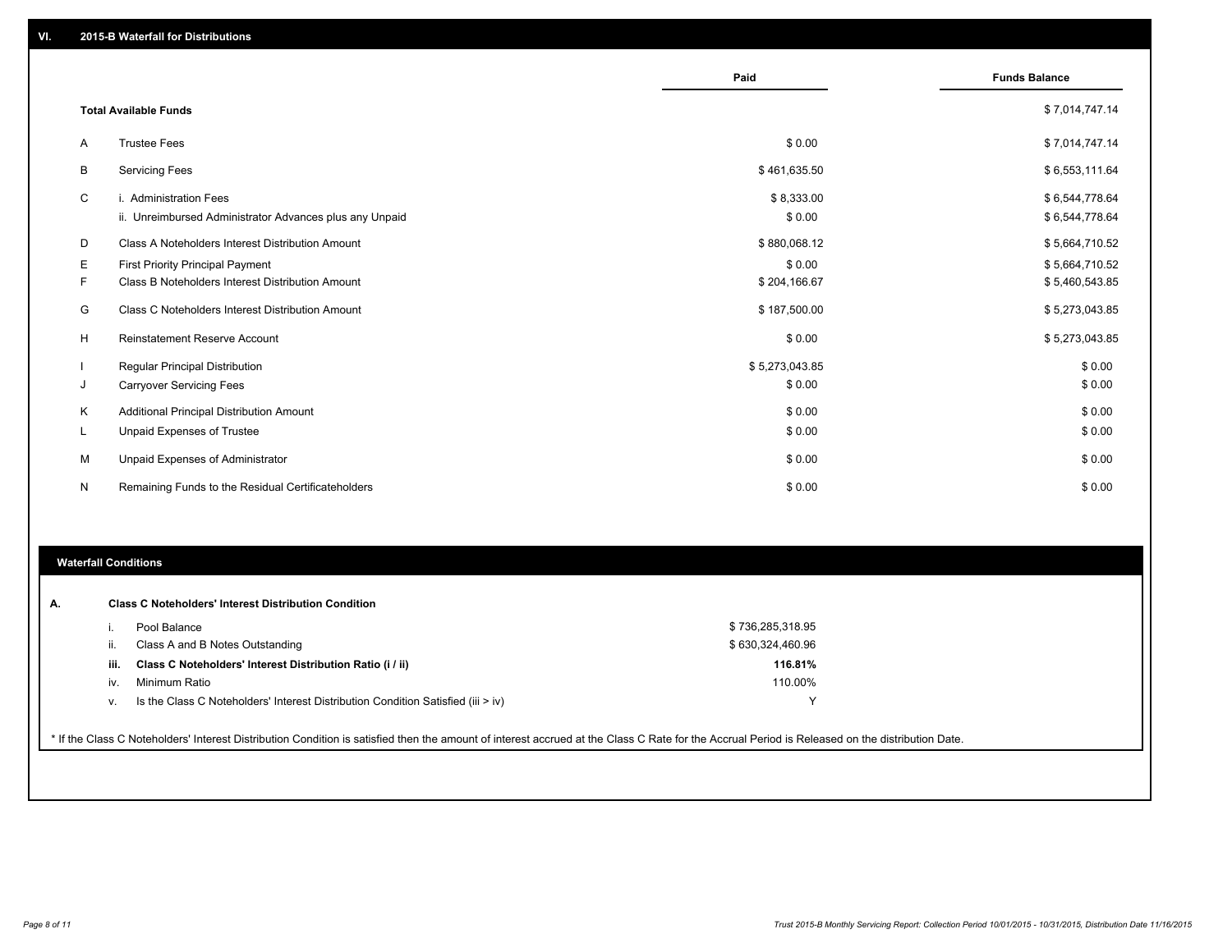## VI. 2015-B Waterfall for Distributions

| | | Paid | Funds Balance |
|---|---|---|---|
| | **Total Available Funds** | | $ 7,014,747.14 |
| A | Trustee Fees | $ 0.00 | $ 7,014,747.14 |
| B | Servicing Fees | $ 461,635.50 | $ 6,553,111.64 |
| C | i. Administration Fees | $ 8,333.00 | $ 6,544,778.64 |
| | ii. Unreimbursed Administrator Advances plus any Unpaid | $ 0.00 | $ 6,544,778.64 |
| D | Class A Noteholders Interest Distribution Amount | $ 880,068.12 | $ 5,664,710.52 |
| E | First Priority Principal Payment | $ 0.00 | $ 5,664,710.52 |
| F | Class B Noteholders Interest Distribution Amount | $ 204,166.67 | $ 5,460,543.85 |
| G | Class C Noteholders Interest Distribution Amount | $ 187,500.00 | $ 5,273,043.85 |
| H | Reinstatement Reserve Account | $ 0.00 | $ 5,273,043.85 |
| I | Regular Principal Distribution | $ 5,273,043.85 | $ 0.00 |
| J | Carryover Servicing Fees | $ 0.00 | $ 0.00 |
| K | Additional Principal Distribution Amount | $ 0.00 | $ 0.00 |
| L | Unpaid Expenses of Trustee | $ 0.00 | $ 0.00 |
| M | Unpaid Expenses of Administrator | $ 0.00 | $ 0.00 |
| N | Remaining Funds to the Residual Certificateholders | $ 0.00 | $ 0.00 |

## Waterfall Conditions

| | | |
|---|---|---|
| **A.** | **Class C Noteholders' Interest Distribution Condition** | |
| i. | Pool Balance | $ 736,285,318.95 |
| ii. | Class A and B Notes Outstanding | $ 630,324,460.96 |
| **iii.** | **Class C Noteholders' Interest Distribution Ratio (i / ii)** | **116.81%** |
| iv. | Minimum Ratio | 110.00% |
| v. | Is the Class C Noteholders' Interest Distribution Condition Satisfied (iii > iv) | Y |

* If the Class C Noteholders' Interest Distribution Condition is satisfied then the amount of interest accrued at the Class C Rate for the Accrual Period is Released on the distribution Date.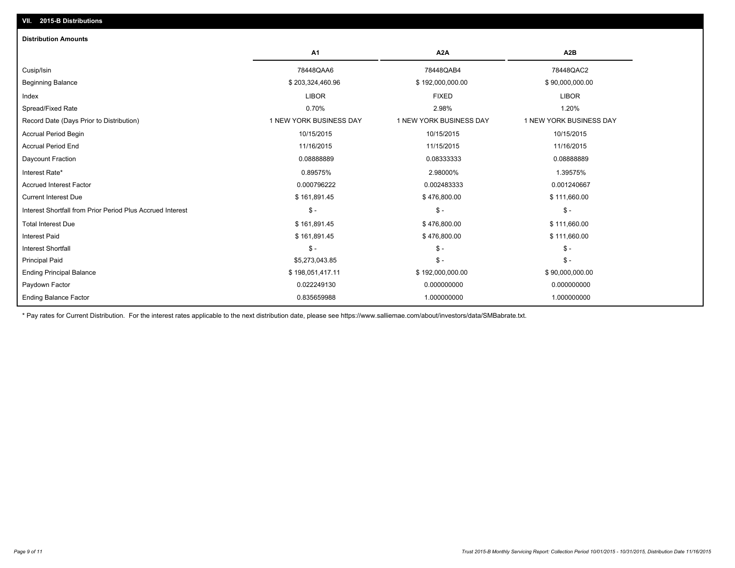## VII. 2015-B Distributions

### Distribution Amounts

| | A1 | A2A | A2B |
|---|---|---|---|
| Cusip/Isin | 78448QAA6 | 78448QAB4 | 78448QAC2 |
| Beginning Balance | $ 203,324,460.96 | $ 192,000,000.00 | $ 90,000,000.00 |
| Index | LIBOR | FIXED | LIBOR |
| Spread/Fixed Rate | 0.70% | 2.98% | 1.20% |
| Record Date (Days Prior to Distribution) | 1 NEW YORK BUSINESS DAY | 1 NEW YORK BUSINESS DAY | 1 NEW YORK BUSINESS DAY |
| Accrual Period Begin | 10/15/2015 | 10/15/2015 | 10/15/2015 |
| Accrual Period End | 11/16/2015 | 11/15/2015 | 11/16/2015 |
| Daycount Fraction | 0.08888889 | 0.08333333 | 0.08888889 |
| Interest Rate* | 0.89575% | 2.98000% | 1.39575% |
| Accrued Interest Factor | 0.000796222 | 0.002483333 | 0.001240667 |
| Current Interest Due | $ 161,891.45 | $ 476,800.00 | $ 111,660.00 |
| Interest Shortfall from Prior Period Plus Accrued Interest | $ - | $ - | $ - |
| Total Interest Due | $ 161,891.45 | $ 476,800.00 | $ 111,660.00 |
| Interest Paid | $ 161,891.45 | $ 476,800.00 | $ 111,660.00 |
| Interest Shortfall | $ - | $ - | $ - |
| Principal Paid | $5,273,043.85 | $ - | $ - |
| Ending Principal Balance | $ 198,051,417.11 | $ 192,000,000.00 | $ 90,000,000.00 |
| Paydown Factor | 0.022249130 | 0.000000000 | 0.000000000 |
| Ending Balance Factor | 0.835659988 | 1.000000000 | 1.000000000 |

* Pay rates for Current Distribution. For the interest rates applicable to the next distribution date, please see https://www.salliemae.com/about/investors/data/SMBabrate.txt.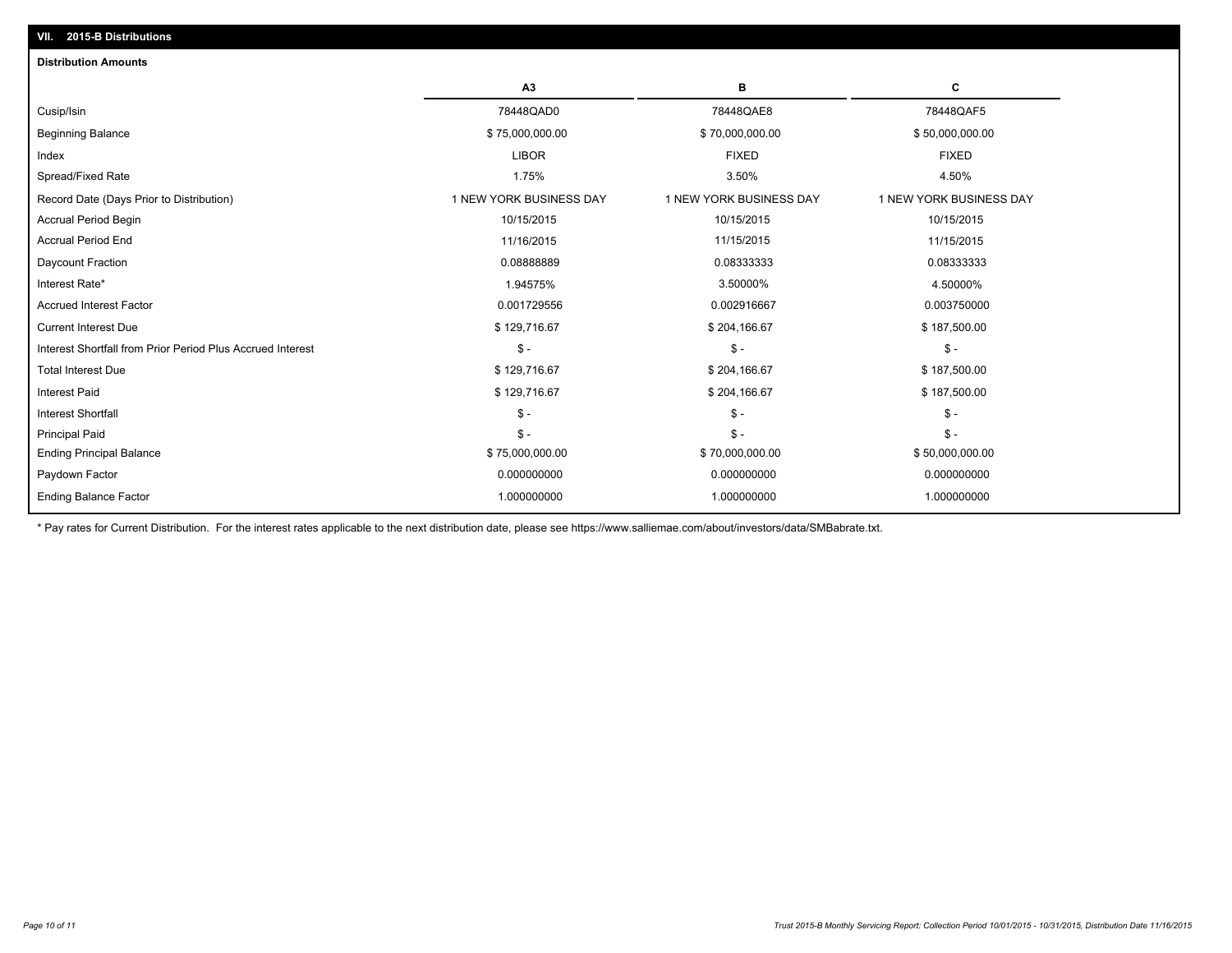## VII. 2015-B Distributions

### Distribution Amounts

| | A3 | B | C |
|---|---|---|---|
| Cusip/Isin | 78448QAD0 | 78448QAE8 | 78448QAF5 |
| Beginning Balance | $ 75,000,000.00 | $ 70,000,000.00 | $ 50,000,000.00 |
| Index | LIBOR | FIXED | FIXED |
| Spread/Fixed Rate | 1.75% | 3.50% | 4.50% |
| Record Date (Days Prior to Distribution) | 1 NEW YORK BUSINESS DAY | 1 NEW YORK BUSINESS DAY | 1 NEW YORK BUSINESS DAY |
| Accrual Period Begin | 10/15/2015 | 10/15/2015 | 10/15/2015 |
| Accrual Period End | 11/16/2015 | 11/15/2015 | 11/15/2015 |
| Daycount Fraction | 0.08888889 | 0.08333333 | 0.08333333 |
| Interest Rate* | 1.94575% | 3.50000% | 4.50000% |
| Accrued Interest Factor | 0.001729556 | 0.002916667 | 0.003750000 |
| Current Interest Due | $ 129,716.67 | $ 204,166.67 | $ 187,500.00 |
| Interest Shortfall from Prior Period Plus Accrued Interest | $ - | $ - | $ - |
| Total Interest Due | $ 129,716.67 | $ 204,166.67 | $ 187,500.00 |
| Interest Paid | $ 129,716.67 | $ 204,166.67 | $ 187,500.00 |
| Interest Shortfall | $ - | $ - | $ - |
| Principal Paid | $ - | $ - | $ - |
| Ending Principal Balance | $ 75,000,000.00 | $ 70,000,000.00 | $ 50,000,000.00 |
| Paydown Factor | 0.000000000 | 0.000000000 | 0.000000000 |
| Ending Balance Factor | 1.000000000 | 1.000000000 | 1.000000000 |

* Pay rates for Current Distribution. For the interest rates applicable to the next distribution date, please see https://www.salliemae.com/about/investors/data/SMBabrate.txt.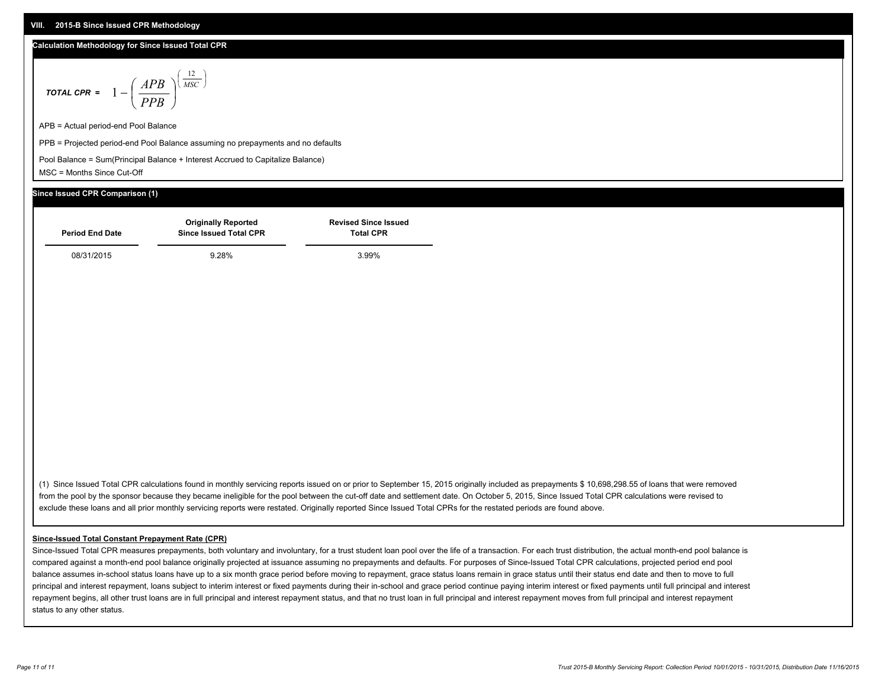## VIII. 2015-B Since Issued CPR Methodology

### Calculation Methodology for Since Issued Total CPR

$$\textit{TOTAL CPR} = 1 - \left(\frac{APB}{PPB}\right)^{\left(\frac{12}{MSC}\right)}$$

APB = Actual period-end Pool Balance

PPB = Projected period-end Pool Balance assuming no prepayments and no defaults

Pool Balance = Sum(Principal Balance + Interest Accrued to Capitalize Balance)

MSC = Months Since Cut-Off

### Since Issued CPR Comparison (1)

| Period End Date | Originally Reported Since Issued Total CPR | Revised Since Issued Total CPR |
|---|---|---|
| 08/31/2015 | 9.28% | 3.99% |

(1) Since Issued Total CPR calculations found in monthly servicing reports issued on or prior to September 15, 2015 originally included as prepayments $ 10,698,298.55 of loans that were removed from the pool by the sponsor because they became ineligible for the pool between the cut-off date and settlement date. On October 5, 2015, Since Issued Total CPR calculations were revised to exclude these loans and all prior monthly servicing reports were restated. Originally reported Since Issued Total CPRs for the restated periods are found above.

**Since-Issued Total Constant Prepayment Rate (CPR)**

Since-Issued Total CPR measures prepayments, both voluntary and involuntary, for a trust student loan pool over the life of a transaction. For each trust distribution, the actual month-end pool balance is compared against a month-end pool balance originally projected at issuance assuming no prepayments and defaults. For purposes of Since-Issued Total CPR calculations, projected period end pool balance assumes in-school status loans have up to a six month grace period before moving to repayment, grace status loans remain in grace status until their status end date and then to move to full principal and interest repayment, loans subject to interim interest or fixed payments during their in-school and grace period continue paying interim interest or fixed payments until full principal and interest repayment begins, all other trust loans are in full principal and interest repayment status, and that no trust loan in full principal and interest repayment moves from full principal and interest repayment status to any other status.